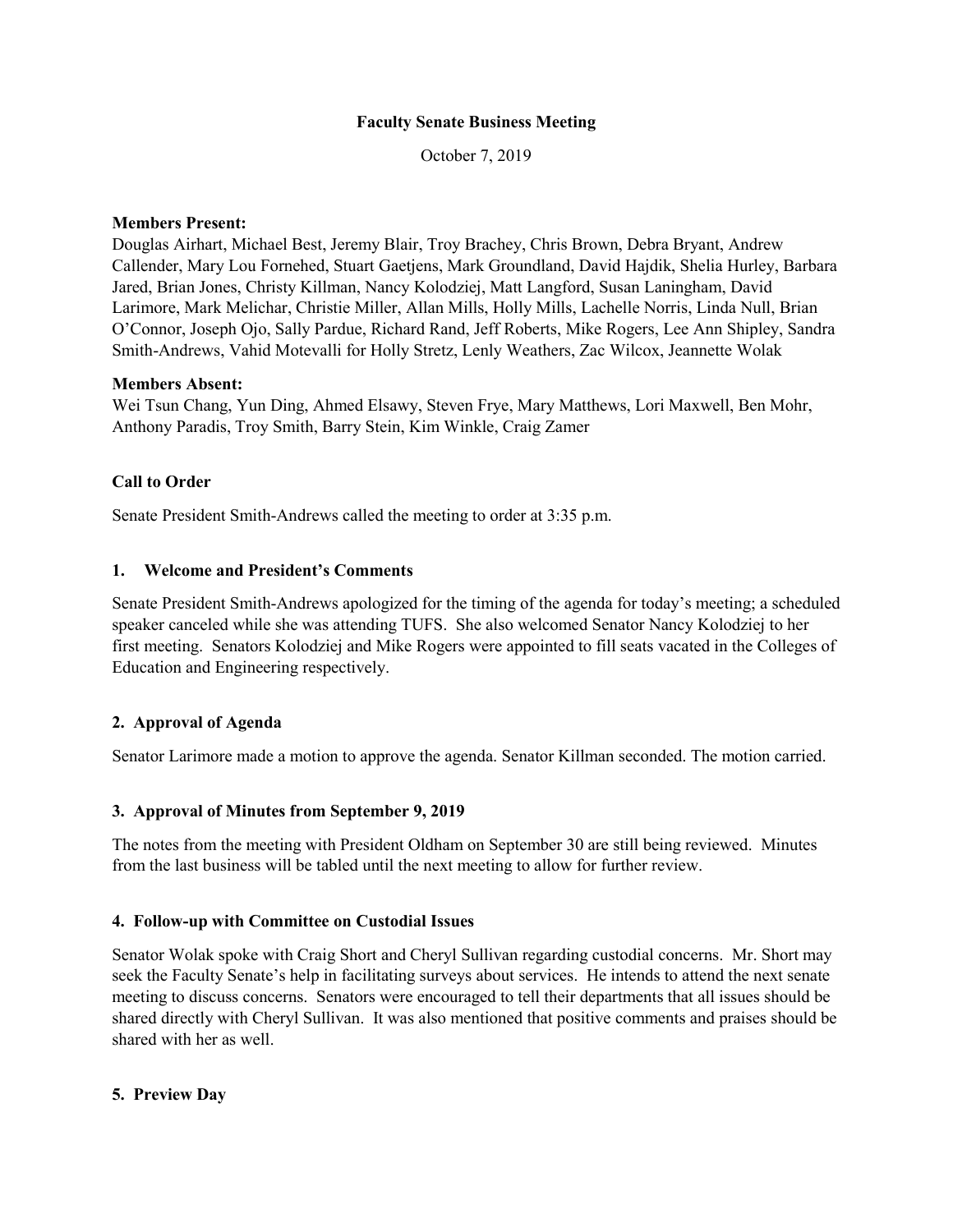**Faculty Senate Business Meeting**

October 7, 2019

**Members Present:**
Douglas Airhart, Michael Best, Jeremy Blair, Troy Brachey, Chris Brown, Debra Bryant, Andrew Callender, Mary Lou Fornehed, Stuart Gaetjens, Mark Groundland, David Hajdik, Shelia Hurley, Barbara Jared, Brian Jones, Christy Killman, Nancy Kolodziej, Matt Langford, Susan Laningham, David Larimore, Mark Melichar, Christie Miller, Allan Mills, Holly Mills, Lachelle Norris, Linda Null, Brian O'Connor, Joseph Ojo, Sally Pardue, Richard Rand, Jeff Roberts, Mike Rogers, Lee Ann Shipley, Sandra Smith-Andrews, Vahid Motevalli for Holly Stretz, Lenly Weathers, Zac Wilcox, Jeannette Wolak

**Members Absent:**
Wei Tsun Chang, Yun Ding, Ahmed Elsawy, Steven Frye, Mary Matthews, Lori Maxwell, Ben Mohr, Anthony Paradis, Troy Smith, Barry Stein, Kim Winkle, Craig Zamer

**Call to Order**

Senate President Smith-Andrews called the meeting to order at 3:35 p.m.

**1. Welcome and President's Comments**

Senate President Smith-Andrews apologized for the timing of the agenda for today's meeting; a scheduled speaker canceled while she was attending TUFS. She also welcomed Senator Nancy Kolodziej to her first meeting. Senators Kolodziej and Mike Rogers were appointed to fill seats vacated in the Colleges of Education and Engineering respectively.

**2. Approval of Agenda**

Senator Larimore made a motion to approve the agenda. Senator Killman seconded. The motion carried.

**3. Approval of Minutes from September 9, 2019**

The notes from the meeting with President Oldham on September 30 are still being reviewed. Minutes from the last business will be tabled until the next meeting to allow for further review.

**4. Follow-up with Committee on Custodial Issues**

Senator Wolak spoke with Craig Short and Cheryl Sullivan regarding custodial concerns. Mr. Short may seek the Faculty Senate's help in facilitating surveys about services. He intends to attend the next senate meeting to discuss concerns. Senators were encouraged to tell their departments that all issues should be shared directly with Cheryl Sullivan. It was also mentioned that positive comments and praises should be shared with her as well.

**5. Preview Day**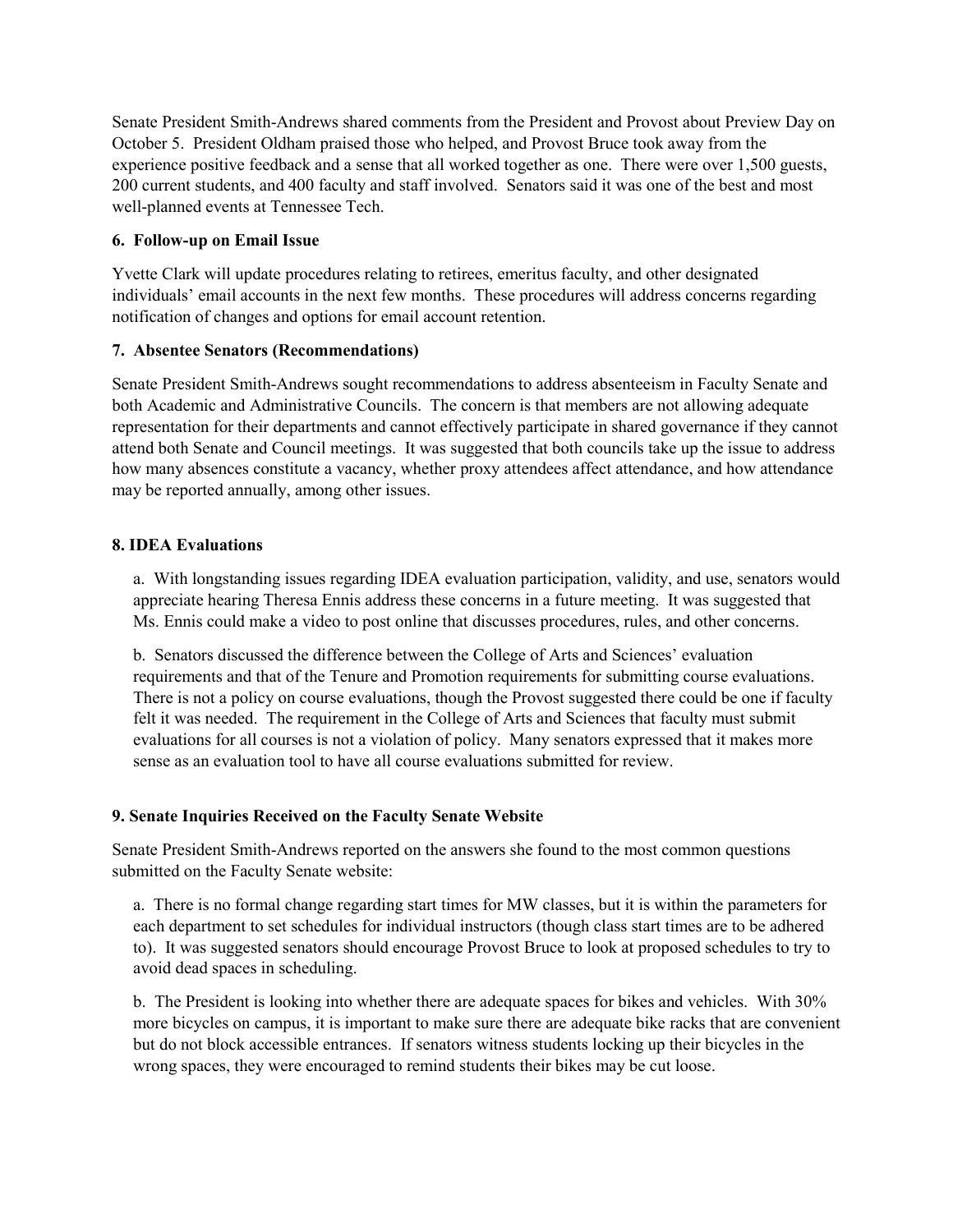Senate President Smith-Andrews shared comments from the President and Provost about Preview Day on October 5. President Oldham praised those who helped, and Provost Bruce took away from the experience positive feedback and a sense that all worked together as one. There were over 1,500 guests, 200 current students, and 400 faculty and staff involved. Senators said it was one of the best and most well-planned events at Tennessee Tech.

**6. Follow-up on Email Issue**

Yvette Clark will update procedures relating to retirees, emeritus faculty, and other designated individuals' email accounts in the next few months. These procedures will address concerns regarding notification of changes and options for email account retention.

**7. Absentee Senators (Recommendations)**

Senate President Smith-Andrews sought recommendations to address absenteeism in Faculty Senate and both Academic and Administrative Councils. The concern is that members are not allowing adequate representation for their departments and cannot effectively participate in shared governance if they cannot attend both Senate and Council meetings. It was suggested that both councils take up the issue to address how many absences constitute a vacancy, whether proxy attendees affect attendance, and how attendance may be reported annually, among other issues.

**8. IDEA Evaluations**

a. With longstanding issues regarding IDEA evaluation participation, validity, and use, senators would appreciate hearing Theresa Ennis address these concerns in a future meeting. It was suggested that Ms. Ennis could make a video to post online that discusses procedures, rules, and other concerns.

b. Senators discussed the difference between the College of Arts and Sciences' evaluation requirements and that of the Tenure and Promotion requirements for submitting course evaluations. There is not a policy on course evaluations, though the Provost suggested there could be one if faculty felt it was needed. The requirement in the College of Arts and Sciences that faculty must submit evaluations for all courses is not a violation of policy. Many senators expressed that it makes more sense as an evaluation tool to have all course evaluations submitted for review.

**9. Senate Inquiries Received on the Faculty Senate Website**

Senate President Smith-Andrews reported on the answers she found to the most common questions submitted on the Faculty Senate website:

a. There is no formal change regarding start times for MW classes, but it is within the parameters for each department to set schedules for individual instructors (though class start times are to be adhered to). It was suggested senators should encourage Provost Bruce to look at proposed schedules to try to avoid dead spaces in scheduling.

b. The President is looking into whether there are adequate spaces for bikes and vehicles. With 30% more bicycles on campus, it is important to make sure there are adequate bike racks that are convenient but do not block accessible entrances. If senators witness students locking up their bicycles in the wrong spaces, they were encouraged to remind students their bikes may be cut loose.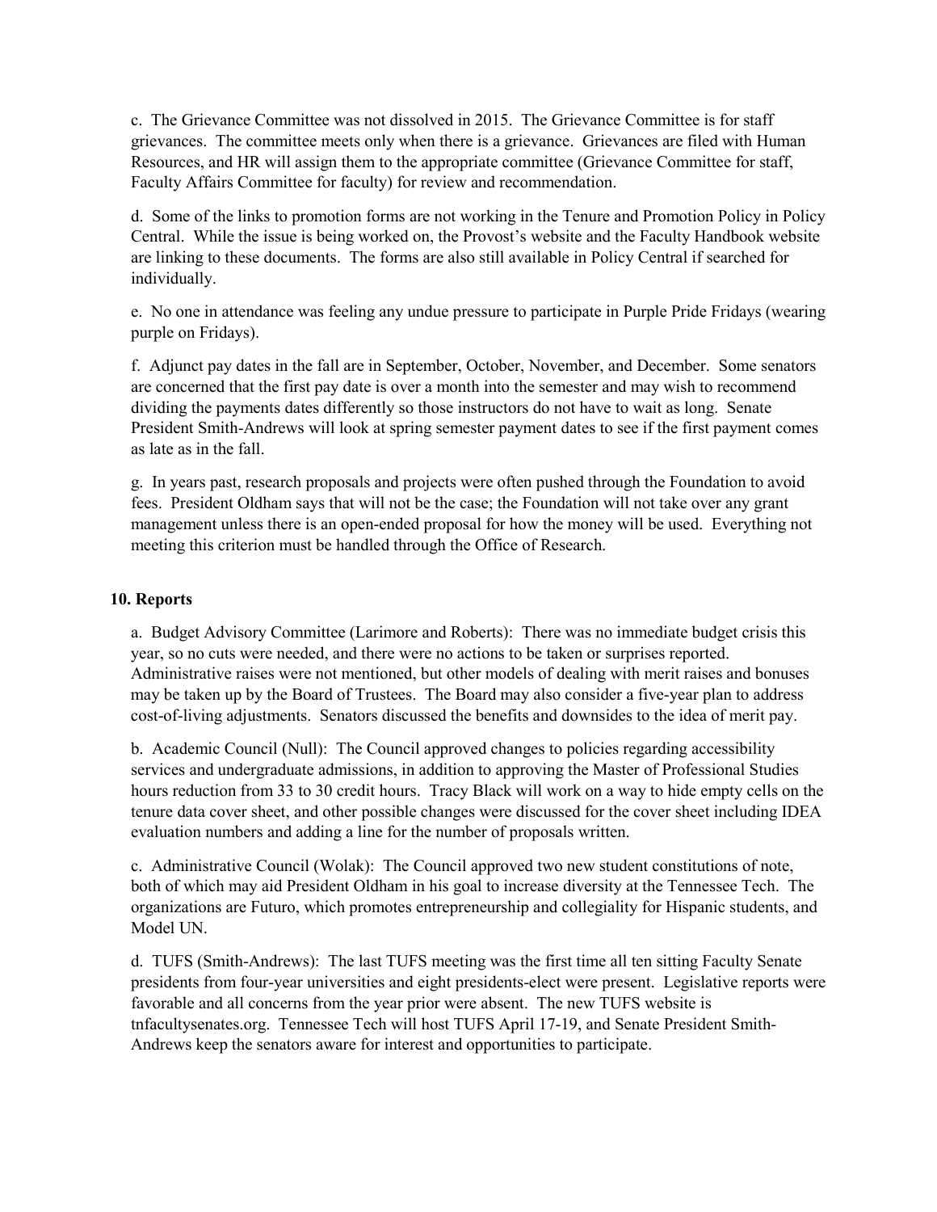c. The Grievance Committee was not dissolved in 2015. The Grievance Committee is for staff grievances. The committee meets only when there is a grievance. Grievances are filed with Human Resources, and HR will assign them to the appropriate committee (Grievance Committee for staff, Faculty Affairs Committee for faculty) for review and recommendation.

d. Some of the links to promotion forms are not working in the Tenure and Promotion Policy in Policy Central. While the issue is being worked on, the Provost's website and the Faculty Handbook website are linking to these documents. The forms are also still available in Policy Central if searched for individually.

e. No one in attendance was feeling any undue pressure to participate in Purple Pride Fridays (wearing purple on Fridays).

f. Adjunct pay dates in the fall are in September, October, November, and December. Some senators are concerned that the first pay date is over a month into the semester and may wish to recommend dividing the payments dates differently so those instructors do not have to wait as long. Senate President Smith-Andrews will look at spring semester payment dates to see if the first payment comes as late as in the fall.

g. In years past, research proposals and projects were often pushed through the Foundation to avoid fees. President Oldham says that will not be the case; the Foundation will not take over any grant management unless there is an open-ended proposal for how the money will be used. Everything not meeting this criterion must be handled through the Office of Research.

**10. Reports**

a. Budget Advisory Committee (Larimore and Roberts): There was no immediate budget crisis this year, so no cuts were needed, and there were no actions to be taken or surprises reported. Administrative raises were not mentioned, but other models of dealing with merit raises and bonuses may be taken up by the Board of Trustees. The Board may also consider a five-year plan to address cost-of-living adjustments. Senators discussed the benefits and downsides to the idea of merit pay.

b. Academic Council (Null): The Council approved changes to policies regarding accessibility services and undergraduate admissions, in addition to approving the Master of Professional Studies hours reduction from 33 to 30 credit hours. Tracy Black will work on a way to hide empty cells on the tenure data cover sheet, and other possible changes were discussed for the cover sheet including IDEA evaluation numbers and adding a line for the number of proposals written.

c. Administrative Council (Wolak): The Council approved two new student constitutions of note, both of which may aid President Oldham in his goal to increase diversity at the Tennessee Tech. The organizations are Futuro, which promotes entrepreneurship and collegiality for Hispanic students, and Model UN.

d. TUFS (Smith-Andrews): The last TUFS meeting was the first time all ten sitting Faculty Senate presidents from four-year universities and eight presidents-elect were present. Legislative reports were favorable and all concerns from the year prior were absent. The new TUFS website is tnfacultysenates.org. Tennessee Tech will host TUFS April 17-19, and Senate President Smith-Andrews keep the senators aware for interest and opportunities to participate.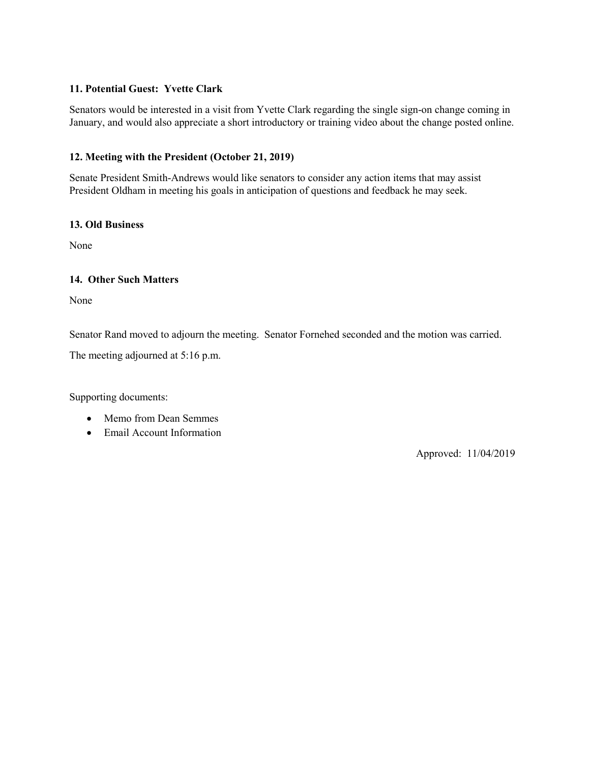**11. Potential Guest: Yvette Clark**

Senators would be interested in a visit from Yvette Clark regarding the single sign-on change coming in January, and would also appreciate a short introductory or training video about the change posted online.

**12. Meeting with the President (October 21, 2019)**

Senate President Smith-Andrews would like senators to consider any action items that may assist President Oldham in meeting his goals in anticipation of questions and feedback he may seek.

**13. Old Business**

None

**14. Other Such Matters**

None

Senator Rand moved to adjourn the meeting. Senator Fornehed seconded and the motion was carried.

The meeting adjourned at 5:16 p.m.

Supporting documents:

- Memo from Dean Semmes
- Email Account Information

Approved: 11/04/2019